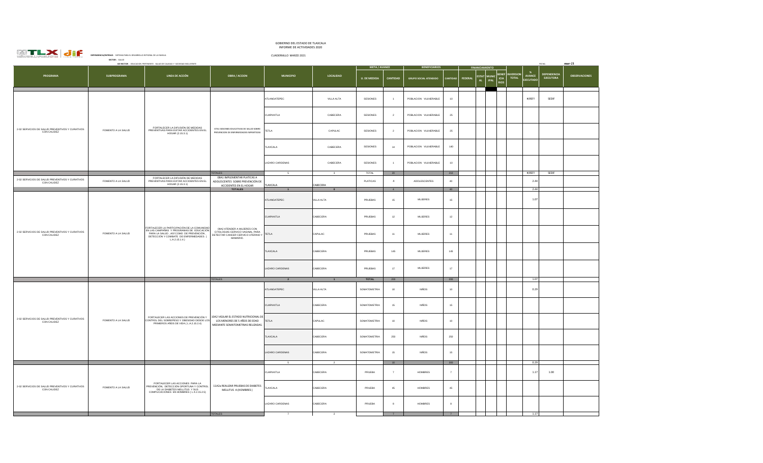GOBIERNO DEL ESTADO DE TLAXCALA
INFORME DE ACTIVIDADES 2020

CUADERNILLO MARZO 2021

**DEPENDENCIA/ENTIDAD:** SISTEMA PARA EL DESARROLLO INTEGRAL DE LA FAMILIA

**SECTOR:** SALUD

**EJE RECTOR:** EDUCACIÓN PERTINENTE SALUD DE CALIDAD Y SOCIEDAD INCLUYENTE

FECHA: mar-21

| PROGRAMA | SUBPROGRAMA | LINEA DE ACCIÓN | OBRA / ACCION | MUNICIPIO | LOCALIDAD | META / AVANCE | | BENEFICIARIOS | | FINANCIAMIENTO | | | | INVERSION TOTAL | % AVANCE EJECUTADO | DEPENDENCIA EJECUTORA | OBSERVACIONES |
|---|---|---|---|---|---|---|---|---|---|---|---|---|---|---|---|---|---|
| | | | | | | U. DE MEDIDA | CANTIDAD | GRUPO SOCIAL ATENDIDO | CANTIDAD | FEDERAL | ESTATAL | MUNICIPAL | BENEFICIARIOS | | | | |
| 2-02 SERVICIOS DE SALUD PREVENTIVOS Y CURATIVOS CON CALIDEZ | FOMENTO A LA SALUD | FORTALECER LA DIFUSIÓN DE MEDIDAS PREVENTIVAS PARA EVITAR ACCIDENTES EN EL HOGAR (2.15.3.1) | 07A1 SESIONES EDUCATIVAS DE SALUD SOBRE PREVENCION DE ENFERMEDADES IMPARTIDAS | ATLANGATEPEC | VILLA ALTA | SESIONES | 1 | POBLACION VULNERABLE | 10 | | | | | | #¡REF! | SEDIF | |
| | | | | CUAPIAXTLA | CABECERA | SESIONES | 2 | POBLACION VULNERABLE | 25 | | | | | | | | |
| | | | | TETLA | CAPULAC | SESIONES | 2 | POBLACION VULNERABLE | 25 | | | | | | | | |
| | | | | TLAXCALA | CABECERA | SESIONES | 14 | POBLACION VULNERABLE | 140 | | | | | | | | |
| | | | | LAZARO CARDENAS | CABECERA | SESIONES | 1 | POBLACION VULNERABLE | 10 | | | | | | | | |
| | | | TOTALES | 5 | 3 | TOTAL | 20 | | 210 | | | | | | #¡REF! | SEDIF | |
| 2-02 SERVICIOS DE SALUD PREVENTIVOS Y CURATIVOS CON CALIDEZ | FOMENTO A LA SALUD | FORTALECER LA DIFUSIÓN DE MEDIDAS PREVENTIVAS PARA EVITAR ACCIDENTES EN EL HOGAR (2.15.3.1) | 08A1 IMPLEMENTAR PLATICAS A ADOLESCENTES SOBRE PREVENCIÓN DE ACCIDENTES EN EL HOGAR | TLAXCALA | CABECERA | PLATICAS | 4 | ADOLESCENTES | 40 | | | | | | 2.44 | | |
| | | | TOTALES | 1 | 4 | | 4 | | 40 | | | | | | 2.44 | | |
| 2-02 SERVICIOS DE SALUD PREVENTIVOS Y CURATIVOS CON CALIDEZ | FOMENTO A LA SALUD | FORTALECER LA PARTICIPACIÓN DE LA COMUNIDAD EN LAS CAMPAÑAS Y PROGRAMAS DE EDUCACIÓN PARA LA SALUD , ASÍ COMO DE PREVENCIÓN , DETECCIÓN Y COMBATE DE ENFERMEDADES ( L.A.2.15.1.4 ) | 09A2 ATENDER A MUJERES CON CITOLOGIAS CERVICO VAGINAL PARA DETECTAR CANCER CERVICO UTERINO Y MAMARIO. | ATLANGATEPEC | VILLA ALTA | PRUEBAS | 15 | MUJERES | 15 | | | | | | 1.07 | | |
| | | | | CUAPIAXTLA | CABECERA | PRUEBAS | 12 | MUJERES | 12 | | | | | | | | |
| | | | | TETLA | CAPULAC | PRUEBAS | 11 | MUJERES | 11 | | | | | | | | |
| | | | | TLAXCALA | CABECERA | PRUEBAS | 145 | MUJERES | 145 | | | | | | | | |
| | | | | LAZARO CARDENAS | CABECERA | PRUEBAS | 17 | MUJERES | 17 | | | | | | | | |
| | | | TOTALES | 2 | 3 | TOTAL | 200 | | 200 | | | | | | 1.07 | | |
| 2-02 SERVICIOS DE SALUD PREVENTIVOS Y CURATIVOS CON CALIDEZ | FOMENTO A LA SALUD | FORTALECER LAS ACCIONES DE PREVENCIÓN Y CONTROL DEL SOBREPESO Y OBESIDAD DESDE LOS PRIMEROS AÑOS DE VIDA ( L.A.2.15.2.4) | 10A2 VIGILAR EL ESTADO NUTRICIONAL DE LOS MENORES DE 5 AÑOS DE EDAD MEDIANTE SOMATOMETRIAS REUZADAS. | ATLANGATEPEC | VILLA ALTA | SOMATOMETRIA | 10 | NIÑOS | 10 | | | | | | 0.29 | | |
| | | | | CUAPIAXTLA | CABECERA | SOMATOMETRIA | 15 | NIÑOS | 15 | | | | | | | | |
| | | | | TETLA | CAPULAC | SOMATOMETRIA | 10 | NIÑOS | 10 | | | | | | | | |
| | | | | TLAXCALA | CABECERA | SOMATOMETRIA | 250 | NIÑOS | 250 | | | | | | | | |
| | | | | LAZARO CARDENAS | CABECERA | SOMATOMETRIA | 15 | NIÑOS | 15 | | | | | | | | |
| | | | | 5 | 2 | | 30 | | 300 | | | | | | 0.29 | | |
| 2-02 SERVICIOS DE SALUD PREVENTIVOS Y CURATIVOS CON CALIDEZ | FOMENTO A LA SALUD | FORTALECER LAS ACCIONES PARA LA PREVENCIÓN, DETECCIÓN OPORTUNA Y CONTROL DE LA DIABETES MELLITUS Y SUS COMPLICACIONES EN HOMBRES ( L.A.2.15.2.5) | 11A2a REALIZAR PRUEBAS DE DIABETES MELLITUS A (HOMBRES ) | CUAPIAXTLA | CABECERA | PRUEBA | 7 | HOMBRES | 7 | | | | | | 1.17 | 1.00 | |
| | | | | TLAXCALA | CABECERA | PRUEBA | 45 | HOMBRES | 45 | | | | | | | | |
| | | | | LAZARO CARDENAS | CABECERA | PRUEBA | 8 | HOMBRES | 8 | | | | | | | | |
| | | | TOTALES | 7 | 2 | | 7 | | 7 | | | | | | 1.17 | | |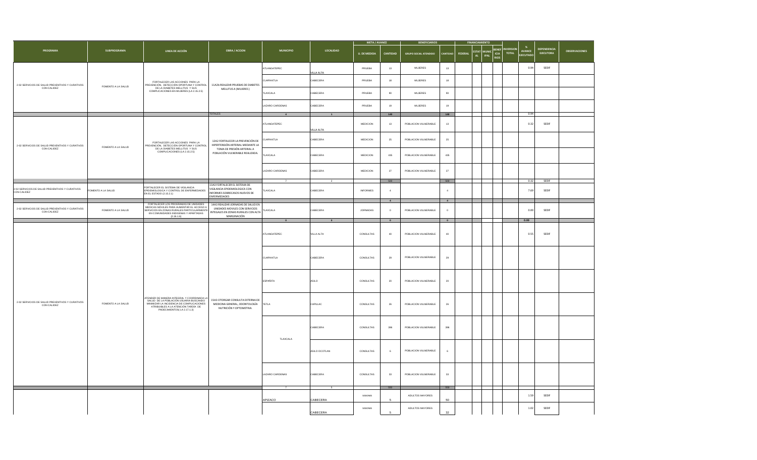| PROGRAMA | SUBPROGRAMA | LINEA DE ACCIÓN | OBRA / ACCION | MUNICIPIO | LOCALIDAD | META / AVANCE | | BENEFICIARIOS | | FINANCIAMIENTO | | | | INVERSION TOTAL | % AVANCE EJECUTADO | DEPENDENCIA EJECUTORA | OBSERVACIONES |
|---|---|---|---|---|---|---|---|---|---|---|---|---|---|---|---|---|---|
| | | | | | | U. DE MEDIDA | CANTIDAD | GRUPO SOCIAL ATENDIDO | CANTIDAD | FEDERAL | ESTATAL | MUNICIPAL | BENEFICIARIOS | | | | |
| 2-02 SERVICIOS DE SALUD PREVENTIVOS Y CURATIVOS CON CALIDEZ | FOMENTO A LA SALUD | FORTALECER LAS ACCIONES PARA LA PREVENCIÓN, DETECCIÓN OPORTUNA Y CONTROL DE LA DIABETES MELLITUS Y SUS COMPLICACIONES EN MUJERES (LA 2.15.2.5) | 11A2b REALIZAR PRUEBAS DE DIABETES MELLITUS A (MUJERES) | ATLANGATEPEC | VILLA ALTA | PRUEBA | 13 | MUJERES | 13 | | | | | | 0.94 | SEDIF | |
| | | | | CUAPIAXTLA | CABECERA | PRUEBA | 18 | MUJERES | 18 | | | | | | | | |
| | | | | TLAXCALA | CABECERA | PRUEBA | 90 | MUJERES | 90 | | | | | | | | |
| | | | | LAZARO CARDENAS | CABECERA | PRUEBA | 19 | MUJERES | 19 | | | | | | | | |
| | | | TOTALES | 4 | 1 | | 140 | | 140 | | | | | | 0.94 | | |
| 2-02 SERVICIOS DE SALUD PREVENTIVOS Y CURATIVOS CON CALIDEZ | FOMENTO A LA SALUD | FORTALECER LAS ACCIONES PARA LA PREVENCIÓN, DETECCIÓN OPORTUNA Y CONTROL DE LA DIABETES MELLITUS Y SUS COMPLICACIONES (LA 2.15.2.5) | 12A2 FORTALECER LA PREVENCIÓN DE HIPERTENSIÓN ARTERIAL MEDIANTE LA TOMA DE PRESIÓN ARTERIAL A POBLACIÓN VULNERABLE REALIZADA. | ATLANGATEPEC | VILLA ALTA | MEDICION | 13 | POBLACION VULNERABLE | 13 | | | | | | 0.32 | SEDIF | |
| | | | | CUAPIAXTLA | CABECERA | MEDICION | 25 | POBLACION VULNERABLE | 25 | | | | | | | | |
| | | | | TLAXCALA | CABECERA | MEDICION | 435 | POBLACION VULNERABLE | 435 | | | | | | | | |
| | | | | LAZARO CARDENAS | CABECERA | MEDICION | 27 | POBLACION VULNERABLE | 27 | | | | | | | | |
| | | | | 7 | 2 | | 500 | | 500 | | | | | | 0.32 | SEDIF | |
| 2-02 SERVICIOS DE SALUD PREVENTIVOS Y CURATIVOS CON CALIDEZ | FOMENTO A LA SALUD | FORTALECER EL SISTEMA DE VIGILANCIA EPIDEMIOLOGICA Y CONTROL DE ENFERMEDADES EN EL ESTADO (2.15.2.1) | 13A3 FORTALECER EL SISTEMA DE VIGILANCIA EPIDEMIOLOGICA CON INFORMES SOBRECASOS NUEVOS DE ENFERMEDADES | TLAXCALA | CABECERA | INFORMES | 4 | | 4 | | | | | | 7.69 | SEDIF | |
| | | | | | | | 4 | | 4 | | | | | | | | |
| 2-02 SERVICIOS DE SALUD PREVENTIVOS Y CURATIVOS CON CALIDEZ | FOMENTO A LA SALUD | FORTALECER LOS PROGRAMAS DE UNIDADES MEDICAS MOVILES PARA AUMENTAR EL ACCESO A SERVICIOS EN ZONAS RURALES PARTICULARMENTE EN COMUNIDADES INDIGENAS Y APARTADAS (2.16.1.6) | 14A3 REALIZAR JORNADAS DE SALUD EN UNIDADES MOVILES CON SERVICIOS INTEGALES EN ZONAS RURALES CON ALTA MARGINACIÓN | TLAXCALA | CABECERA | JORNADAS | 0 | POBLACION VULNERABLE | 0 | | | | | | 0.00 | SEDIF | |
| | | | | 0 | 0 | | 0 | | 0 | | | | | | 0.00 | | |
| 2-02 SERVICIOS DE SALUD PREVENTIVOS Y CURATIVOS CON CALIDEZ | FOMENTO A LA SALUD | ATENDER DE MANERA INTEGRAL Y COORDINADA LA SALUD DE LA POBLACIÓN USUARIA BUSCANDO MINIMIZAR LA INCIDENCIA DE COMPLICACIONES ATRIBUIBLES A LA ATENCIÓN TARDÍA DE PADECIMIENTOS( LA 2.17.1.3) | 15A3 OTORGAR CONSULTA EXTERNA DE MEDICINA GENERAL, ODONTOLOGÍA NUTRICIÓN Y OPTOMETRIA. | ATLANGATEPEC | VILLA ALTA | CONSULTAS | 40 | POBLACION VULNERABLE | 40 | | | | | | 0.55 | SEDIF | |
| | | | | CUAPIAXTLA | CABECERA | CONSULTAS | 29 | POBLACION VULNERABLE | 29 | | | | | | | | |
| | | | | ESPAÑITA | ASILO | CONSULTAS | 20 | POBLACION VULNERABLE | 20 | | | | | | | | |
| | | | | TETLA | CAPULAC | CONSULTAS | 26 | POBLACION VULNERABLE | 26 | | | | | | | | |
| | | | | TLAXCALA | CABECERA | CONSULTAS | 396 | POBLACION VULNERABLE | 396 | | | | | | | | |
| | | | | | ASILO OCOTLAN | CONSULTAS | 6 | POBLACION VULNERABLE | 6 | | | | | | | | |
| | | | | LAZARO CARDENAS | CABECERA | CONSULTAS | 33 | POBLACION VULNERABLE | 33 | | | | | | | | |
| | | | | 7 | 6 | | 550 | | 550 | | | | | | | | |
| | | | | APIZACO | CABECERA | SESIONES | 5 | ADULTOS MAYORES | 50 | | | | | | 1.59 | SEDIF | |
| | | | | | CABECERA | SESIONES | 5 | ADULTOS MAYORES | 32 | | | | | | 1.02 | SEDIF | |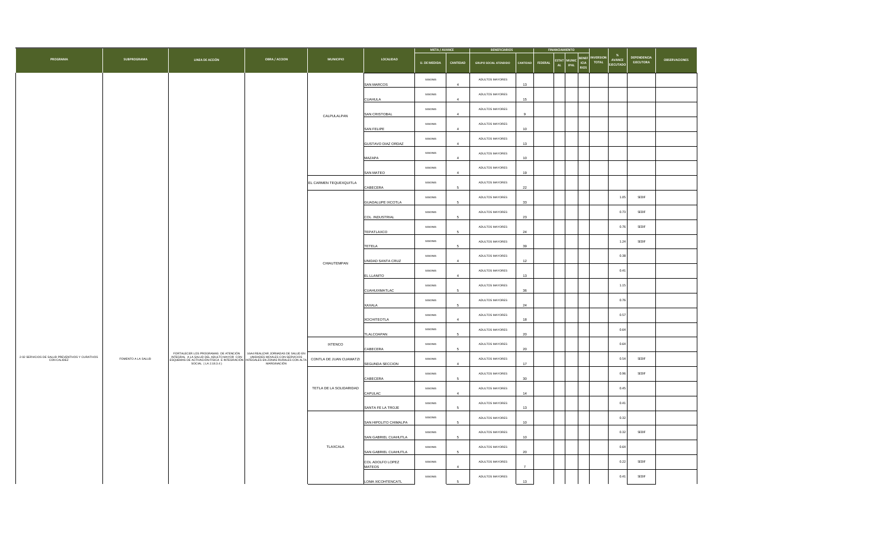| PROGRAMA | SUBPROGRAMA | LINEA DE ACCIÓN | OBRA / ACCION | MUNICIPIO | LOCALIDAD | META / AVANCE | | BENEFICIARIOS | | FINANCIAMIENTO | | | | INVERSION TOTAL | % AVANCE EJECUTADO | DEPENDENCIA EJECUTORA | OBSERVACIONES |
|---|---|---|---|---|---|---|---|---|---|---|---|---|---|---|---|---|---|
| | | | | | | U. DE MEDIDA | CANTIDAD | GRUPO SOCIAL ATENDIDO | CANTIDAD | FEDERAL | ESTATAL | MUNICIPAL | BENEFICIARIOS | | | | |
| 2-02 SERVICIOS DE SALUD PREVENTIVOS Y CURATIVOS CON CALIDEZ | FOMENTO A LA SALUD | FORTALECER LOS PROGRAMAS DE ATENCIÓN INTEGRAL A LA SALUD DEL ADULTO MAYOR CON ESQUEMAS DE ACTIVACIÓN FÍSICA E INTEGRACIÓN SOCIAL (LA 2.10.2.6) | 16A4 REALIZAR JORNADAS DE SALUD EN UNIDADES MOVILES CON SERVICIOS INTEGRALES EN ZONAS RURALES CON ALTA MARGINACIÓN | CALPULALPAN | SAN MARCOS | SESIONES | 4 | ADULTOS MAYORES | 13 | | | | | | | | |
| | | | | | CUAHULA | SESIONES | 4 | ADULTOS MAYORES | 15 | | | | | | | | |
| | | | | | SAN CRISTOBAL | SESIONES | 4 | ADULTOS MAYORES | 9 | | | | | | | | |
| | | | | | SAN FELIPE | SESIONES | 4 | ADULTOS MAYORES | 10 | | | | | | | | |
| | | | | | GUSTAVO DIAZ ORDAZ | SESIONES | 4 | ADULTOS MAYORES | 13 | | | | | | | | |
| | | | | | MAZAPA | SESIONES | 4 | ADULTOS MAYORES | 10 | | | | | | | | |
| | | | | | SAN MATEO | SESIONES | 4 | ADULTOS MAYORES | 19 | | | | | | | | |
| | | | | EL CARMEN TEQUEXQUITLA | CABECERA | SESIONES | 5 | ADULTOS MAYORES | 22 | | | | | | | | |
| | | | | CHIAUTEMPAN | GUADALUPE IXCOTLA | SESIONES | 5 | ADULTOS MAYORES | 33 | | | | | | 1.05 | SEDIF | |
| | | | | | COL. INDUSTRIAL | SESIONES | 5 | ADULTOS MAYORES | 23 | | | | | | 0.73 | SEDIF | |
| | | | | | TEPATLAXCO | SESIONES | 5 | ADULTOS MAYORES | 24 | | | | | | 0.76 | SEDIF | |
| | | | | | TETELA | SESIONES | 5 | ADULTOS MAYORES | 39 | | | | | | 1.24 | SEDIF | |
| | | | | | UNIDAD SANTA CRUZ | SESIONES | 4 | ADULTOS MAYORES | 12 | | | | | | 0.38 | | |
| | | | | | EL LLANITO | SESIONES | 4 | ADULTOS MAYORES | 13 | | | | | | 0.41 | | |
| | | | | | CUAHUIXMATLAC | SESIONES | 5 | ADULTOS MAYORES | 36 | | | | | | 1.15 | | |
| | | | | | XAXALA | SESIONES | 5 | ADULTOS MAYORES | 24 | | | | | | 0.76 | | |
| | | | | | XOCHITEOTLA | SESIONES | 4 | ADULTOS MAYORES | 18 | | | | | | 0.57 | | |
| | | | | | TLALCOAPAN | SESIONES | 5 | ADULTOS MAYORES | 20 | | | | | | 0.64 | | |
| | | | | IXTENCO | CABECERA | SESIONES | 5 | ADULTOS MAYORES | 20 | | | | | | 0.64 | | |
| | | | | CONTLA DE JUAN CUAMATZI | SEGUNDA SECCION | SESIONES | 4 | ADULTOS MAYORES | 17 | | | | | | 0.54 | SEDIF | |
| | | | | TETLA DE LA SOLIDARIDAD | CABECERA | SESIONES | 5 | ADULTOS MAYORES | 30 | | | | | | 0.96 | SEDIF | |
| | | | | | CAPULAC | SESIONES | 4 | ADULTOS MAYORES | 14 | | | | | | 0.45 | | |
| | | | | | SANTA FE LA TROJE | SESIONES | 5 | ADULTOS MAYORES | 13 | | | | | | 0.41 | | |
| | | | | TLAXCALA | SAN HIPOLITO CHIMALPA | SESIONES | 5 | ADULTOS MAYORES | 10 | | | | | | 0.32 | | |
| | | | | | SAN GABRIEL CUAHUTLA | SESIONES | 5 | ADULTOS MAYORES | 10 | | | | | | 0.32 | SEDIF | |
| | | | | | SAN GABRIEL CUAHUTLA | SESIONES | 5 | ADULTOS MAYORES | 20 | | | | | | 0.64 | | |
| | | | | | COL ADOLFO LOPEZ MATEOS | SESIONES | 4 | ADULTOS MAYORES | 7 | | | | | | 0.22 | SEDIF | |
| | | | | | LOMA XICOHTENCATL | SESIONES | 5 | ADULTOS MAYORES | 13 | | | | | | 0.41 | SEDIF | |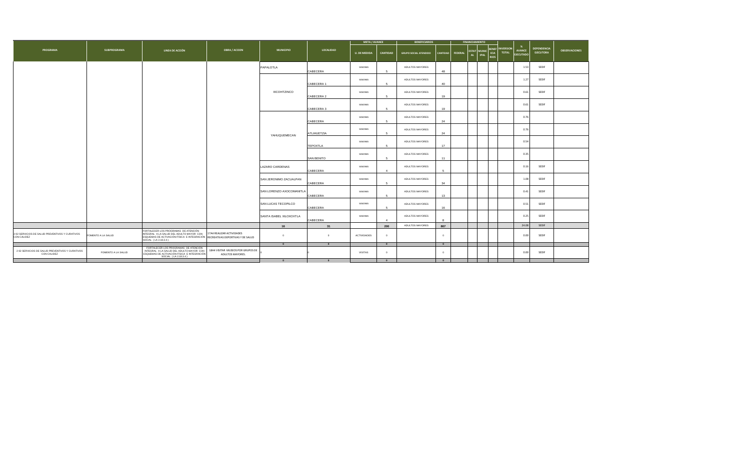| PROGRAMA | SUBPROGRAMA | LINEA DE ACCIÓN | OBRA / ACCION | MUNICIPIO | LOCALIDAD | META / AVANCE | | BENEFICIARIOS | | FINANCIAMIENTO | | | | INVERSION TOTAL | % AVANCE EJECUTADO | DEPENDENCIA EJECUTORA | OBSERVACIONES |
|---|---|---|---|---|---|---|---|---|---|---|---|---|---|---|---|---|---|
| | | | | | | U. DE MEDIDA | CANTIDAD | GRUPO SOCIAL ATENDIDO | CANTIDAD | FEDERAL | ESTATAL | MUNICIPAL | BENEFICIARIOS | | | | |
| | | | | PAPALOTLA | CABECERA | SESIONES | 5 | ADULTOS MAYORES | 48 | | | | | | 1.53 | SEDIF | |
| | | | | XICOHTZINCO | CABECERA 1 | SESIONES | 5 | ADULTOS MAYORES | 40 | | | | | | 1.27 | SEDIF | |
| | | | | | CABECERA 2 | SESIONES | 5 | ADULTOS MAYORES | 19 | | | | | | 0.61 | SEDIF | |
| | | | | | CABECERA 3 | SESIONES | 5 | ADULTOS MAYORES | 19 | | | | | | 0.61 | SEDIF | |
| | | | | YAHUQUEMECAN | CABECERA | SESIONES | 5 | ADULTOS MAYORES | 24 | | | | | | 0.76 | | |
| | | | | | ATLIHUETZIA | SESIONES | 5 | ADULTOS MAYORES | 24 | | | | | | 0.76 | | |
| | | | | | TEPOXTLA | SESIONES | 5 | ADULTOS MAYORES | 17 | | | | | | 0.54 | | |
| | | | | | SAN BENITO | SESIONES | 5 | ADULTOS MAYORES | 11 | | | | | | 0.35 | | |
| | | | | LAZARO CARDENAS | CABECERA | SESIONES | 4 | ADULTOS MAYORES | 5 | | | | | | 0.16 | SEDIF | |
| | | | | SAN JERONIMO ZACUALPAN | CABECERA | SESIONES | 5 | ADULTOS MAYORES | 34 | | | | | | 1.08 | SEDIF | |
| | | | | SAN LORENZO AXOCOMANITLA | CABECERA | SESIONES | 5 | ADULTOS MAYORES | 13 | | | | | | 0.41 | SEDIF | |
| | | | | SAN LUCAS TECOPILCO | CABECERA | SESIONES | 5 | ADULTOS MAYORES | 16 | | | | | | 0.51 | SEDIF | |
| | | | | SANTA ISABEL XILOXOXTLA | CABECERA | SESIONES | 4 | ADULTOS MAYORES | 8 | | | | | | 0.25 | SEDIF | |
| | | | | 16 | 31 | | 200 | ADULTOS MAYORES | 867 | | | | | | 24.08 | SEDIF | |
| 2-02 SERVICIOS DE SALUD PREVENTIVOS Y CURATIVOS CON CALIDEZ | FOMENTO A LA SALUD | FORTALECER LOS PROGRAMAS DE ATENCIÓN INTEGRAL A LA SALUD DEL ADULTO MAYOR CON ESQUEMAS DE ACTIVACIÓN FÍSICA E INTEGRACIÓN SOCIAL (LA 2.18.3.4) | 17A4 REALIZAR ACTIVIDADES RECREATIVAS DEPORTIVAS Y DE SALUD | 0 | 0 | ACTIVIDADES | 0 | | 0 | | | | | | 0.00 | SEDIF | |
| | | | | 0 | 0 | | 0 | | 0 | | | | | | | | |
| 2-02 SERVICIOS DE SALUD PREVENTIVOS Y CURATIVOS CON CALIDEZ | FOMENTO A LA SALUD | FORTALECER LOS PROGRAMAS DE ATENCIÓN INTEGRAL A LA SALUD DEL ADULTO MAYOR CON ESQUEMAS DE ACTIVACIÓN FÍSICA E INTEGRACIÓN SOCIAL (LA 2.18.3.4) | 18A4 VISITAR MUSEOS POR GRUPOS DE ADULTOS MAYORES. | 0 | 0 | VISITAS | 0 | | 0 | | | | | | 0.00 | SEDIF | |
| | | | | 0 | 0 | | 0 | | 0 | | | | | | | | |